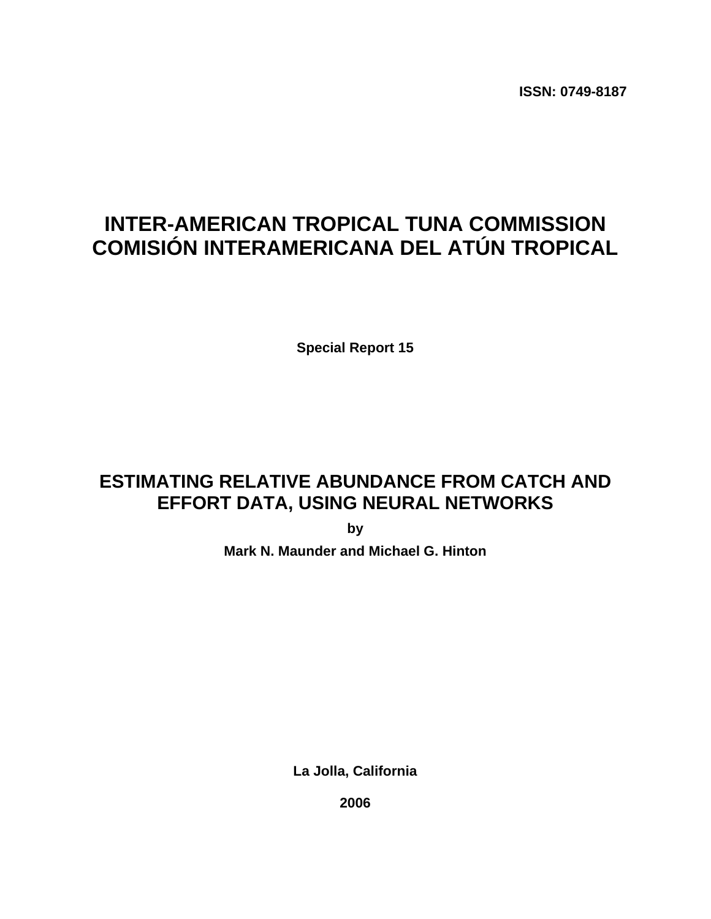ISSN: 0749-8187

# INTER-AMERICAN TROPICAL TUNA COMMISSION
# COMISIÓN INTERAMERICANA DEL ATÚN TROPICAL

**Special Report 15**

## ESTIMATING RELATIVE ABUNDANCE FROM CATCH AND EFFORT DATA, USING NEURAL NETWORKS

**by**

**Mark N. Maunder and Michael G. Hinton**

**La Jolla, California**

**2006**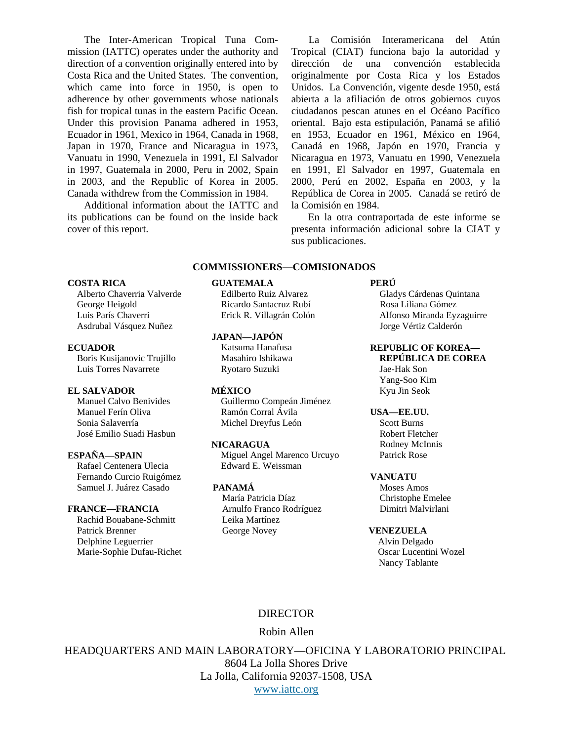The Inter-American Tropical Tuna Commission (IATTC) operates under the authority and direction of a convention originally entered into by Costa Rica and the United States. The convention, which came into force in 1950, is open to adherence by other governments whose nationals fish for tropical tunas in the eastern Pacific Ocean. Under this provision Panama adhered in 1953, Ecuador in 1961, Mexico in 1964, Canada in 1968, Japan in 1970, France and Nicaragua in 1973, Vanuatu in 1990, Venezuela in 1991, El Salvador in 1997, Guatemala in 2000, Peru in 2002, Spain in 2003, and the Republic of Korea in 2005. Canada withdrew from the Commission in 1984.

Additional information about the IATTC and its publications can be found on the inside back cover of this report.

La Comisión Interamericana del Atún Tropical (CIAT) funciona bajo la autoridad y dirección de una convención establecida originalmente por Costa Rica y los Estados Unidos. La Convención, vigente desde 1950, está abierta a la afiliación de otros gobiernos cuyos ciudadanos pescan atunes en el Océano Pacífico oriental. Bajo esta estipulación, Panamá se afilió en 1953, Ecuador en 1961, México en 1964, Canadá en 1968, Japón en 1970, Francia y Nicaragua en 1973, Vanuatu en 1990, Venezuela en 1991, El Salvador en 1997, Guatemala en 2000, Perú en 2002, España en 2003, y la República de Corea in 2005. Canadá se retiró de la Comisión en 1984.

En la otra contraportada de este informe se presenta información adicional sobre la CIAT y sus publicaciones.

## COMMISSIONERS—COMISIONADOS

**COSTA RICA**
Alberto Chaverria Valverde
George Heigold
Luis París Chaverri
Asdrubal Vásquez Nuñez

**ECUADOR**
Boris Kusijanovic Trujillo
Luis Torres Navarrete

**EL SALVADOR**
Manuel Calvo Benivides
Manuel Ferín Oliva
Sonia Salaverría
José Emilio Suadi Hasbun

**ESPAÑA—SPAIN**
Rafael Centenera Ulecia
Fernando Curcio Ruigómez
Samuel J. Juárez Casado

**FRANCE—FRANCIA**
Rachid Bouabane-Schmitt
Patrick Brenner
Delphine Leguerrier
Marie-Sophie Dufau-Richet

**GUATEMALA**
Edilberto Ruiz Alvarez
Ricardo Santacruz Rubí
Erick R. Villagrán Colón

**JAPAN—JAPÓN**
Katsuma Hanafusa
Masahiro Ishikawa
Ryotaro Suzuki

**MÉXICO**
Guillermo Compeán Jiménez
Ramón Corral Ávila
Michel Dreyfus León

**NICARAGUA**
Miguel Angel Marenco Urcuyo
Edward E. Weissman

**PANAMÁ**
María Patricia Díaz
Arnulfo Franco Rodríguez
Leika Martínez
George Novey

**PERÚ**
Gladys Cárdenas Quintana
Rosa Liliana Gómez
Alfonso Miranda Eyzaguirre
Jorge Vértiz Calderón

**REPUBLIC OF KOREA—REPÚBLICA DE COREA**
Jae-Hak Son
Yang-Soo Kim
Kyu Jin Seok

**USA—EE.UU.**
Scott Burns
Robert Fletcher
Rodney McInnis
Patrick Rose

**VANUATU**
Moses Amos
Christophe Emelee
Dimitri Malvirlani

**VENEZUELA**
Alvin Delgado
Oscar Lucentini Wozel
Nancy Tablante

DIRECTOR

Robin Allen

HEADQUARTERS AND MAIN LABORATORY—OFICINA Y LABORATORIO PRINCIPAL
8604 La Jolla Shores Drive
La Jolla, California 92037-1508, USA
www.iattc.org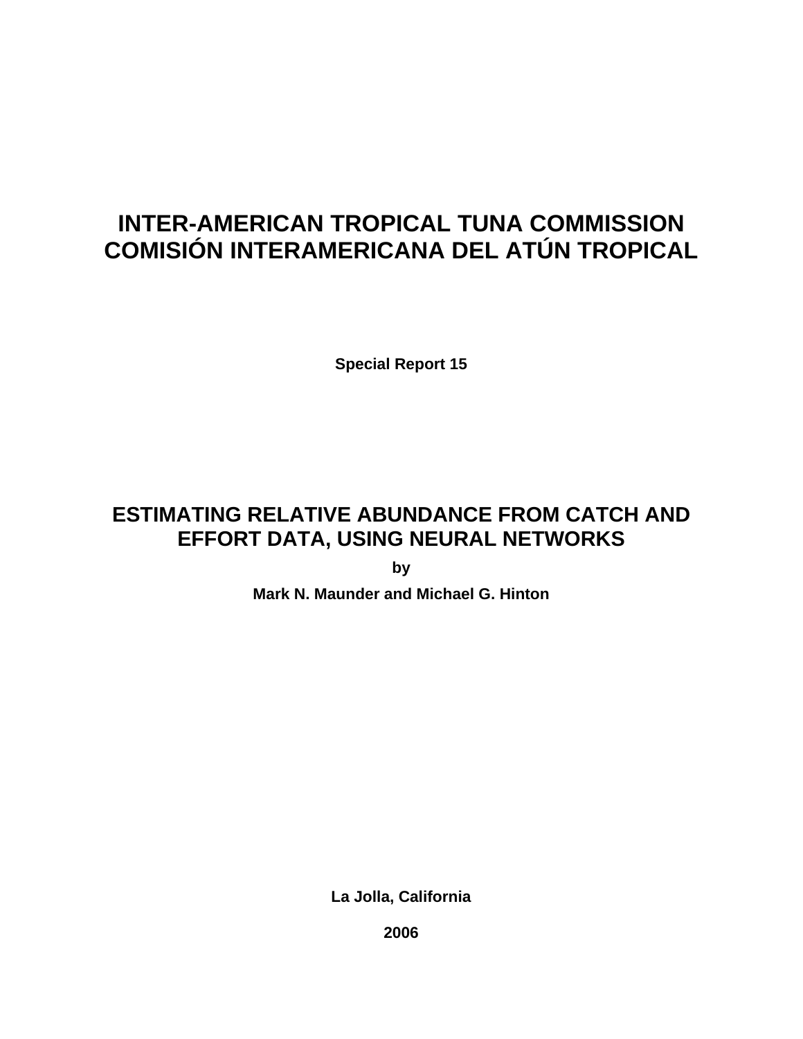# INTER-AMERICAN TROPICAL TUNA COMMISSION
# COMISIÓN INTERAMERICANA DEL ATÚN TROPICAL

**Special Report 15**

## ESTIMATING RELATIVE ABUNDANCE FROM CATCH AND EFFORT DATA, USING NEURAL NETWORKS

**by**

**Mark N. Maunder and Michael G. Hinton**

**La Jolla, California**

**2006**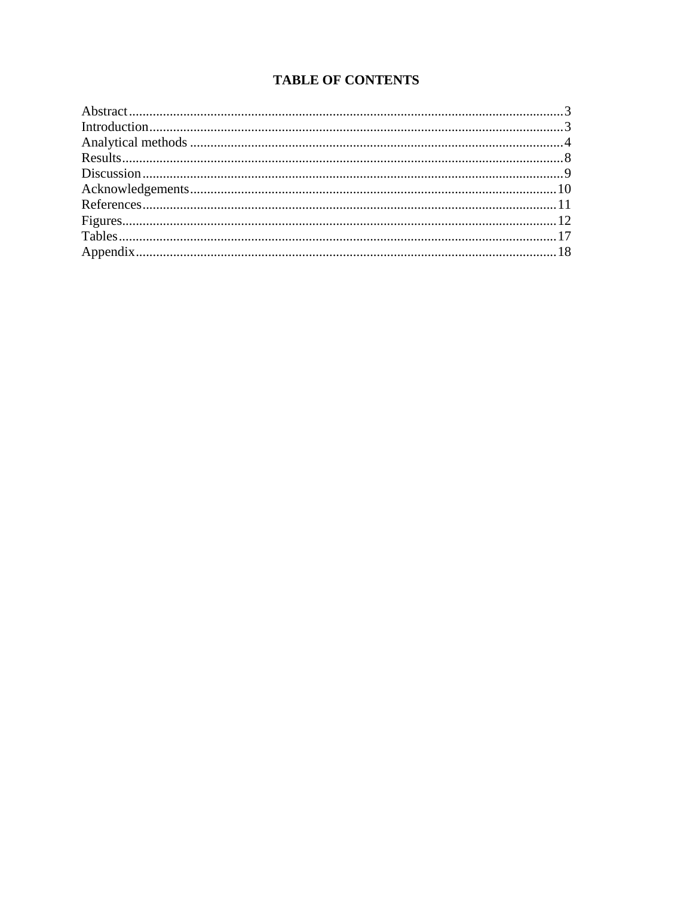# TABLE OF CONTENTS

Abstract...3
Introduction...3
Analytical methods...4
Results...8
Discussion...9
Acknowledgements...10
References...11
Figures...12
Tables...17
Appendix...18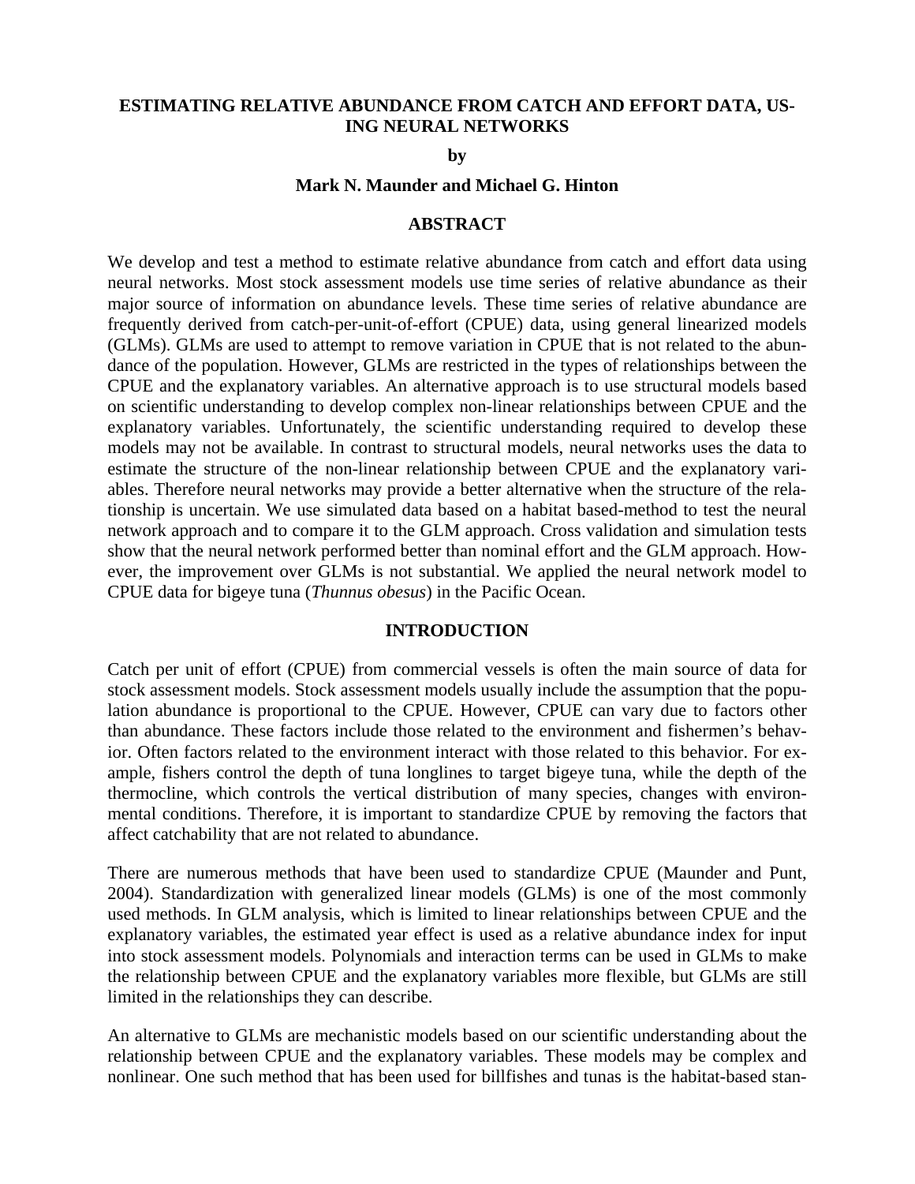**ESTIMATING RELATIVE ABUNDANCE FROM CATCH AND EFFORT DATA, USING NEURAL NETWORKS**

**by**

**Mark N. Maunder and Michael G. Hinton**

## ABSTRACT

We develop and test a method to estimate relative abundance from catch and effort data using neural networks. Most stock assessment models use time series of relative abundance as their major source of information on abundance levels. These time series of relative abundance are frequently derived from catch-per-unit-of-effort (CPUE) data, using general linearized models (GLMs). GLMs are used to attempt to remove variation in CPUE that is not related to the abundance of the population. However, GLMs are restricted in the types of relationships between the CPUE and the explanatory variables. An alternative approach is to use structural models based on scientific understanding to develop complex non-linear relationships between CPUE and the explanatory variables. Unfortunately, the scientific understanding required to develop these models may not be available. In contrast to structural models, neural networks uses the data to estimate the structure of the non-linear relationship between CPUE and the explanatory variables. Therefore neural networks may provide a better alternative when the structure of the relationship is uncertain. We use simulated data based on a habitat based-method to test the neural network approach and to compare it to the GLM approach. Cross validation and simulation tests show that the neural network performed better than nominal effort and the GLM approach. However, the improvement over GLMs is not substantial. We applied the neural network model to CPUE data for bigeye tuna (*Thunnus obesus*) in the Pacific Ocean.

## INTRODUCTION

Catch per unit of effort (CPUE) from commercial vessels is often the main source of data for stock assessment models. Stock assessment models usually include the assumption that the population abundance is proportional to the CPUE. However, CPUE can vary due to factors other than abundance. These factors include those related to the environment and fishermen's behavior. Often factors related to the environment interact with those related to this behavior. For example, fishers control the depth of tuna longlines to target bigeye tuna, while the depth of the thermocline, which controls the vertical distribution of many species, changes with environmental conditions. Therefore, it is important to standardize CPUE by removing the factors that affect catchability that are not related to abundance.

There are numerous methods that have been used to standardize CPUE (Maunder and Punt, 2004). Standardization with generalized linear models (GLMs) is one of the most commonly used methods. In GLM analysis, which is limited to linear relationships between CPUE and the explanatory variables, the estimated year effect is used as a relative abundance index for input into stock assessment models. Polynomials and interaction terms can be used in GLMs to make the relationship between CPUE and the explanatory variables more flexible, but GLMs are still limited in the relationships they can describe.

An alternative to GLMs are mechanistic models based on our scientific understanding about the relationship between CPUE and the explanatory variables. These models may be complex and nonlinear. One such method that has been used for billfishes and tunas is the habitat-based stan-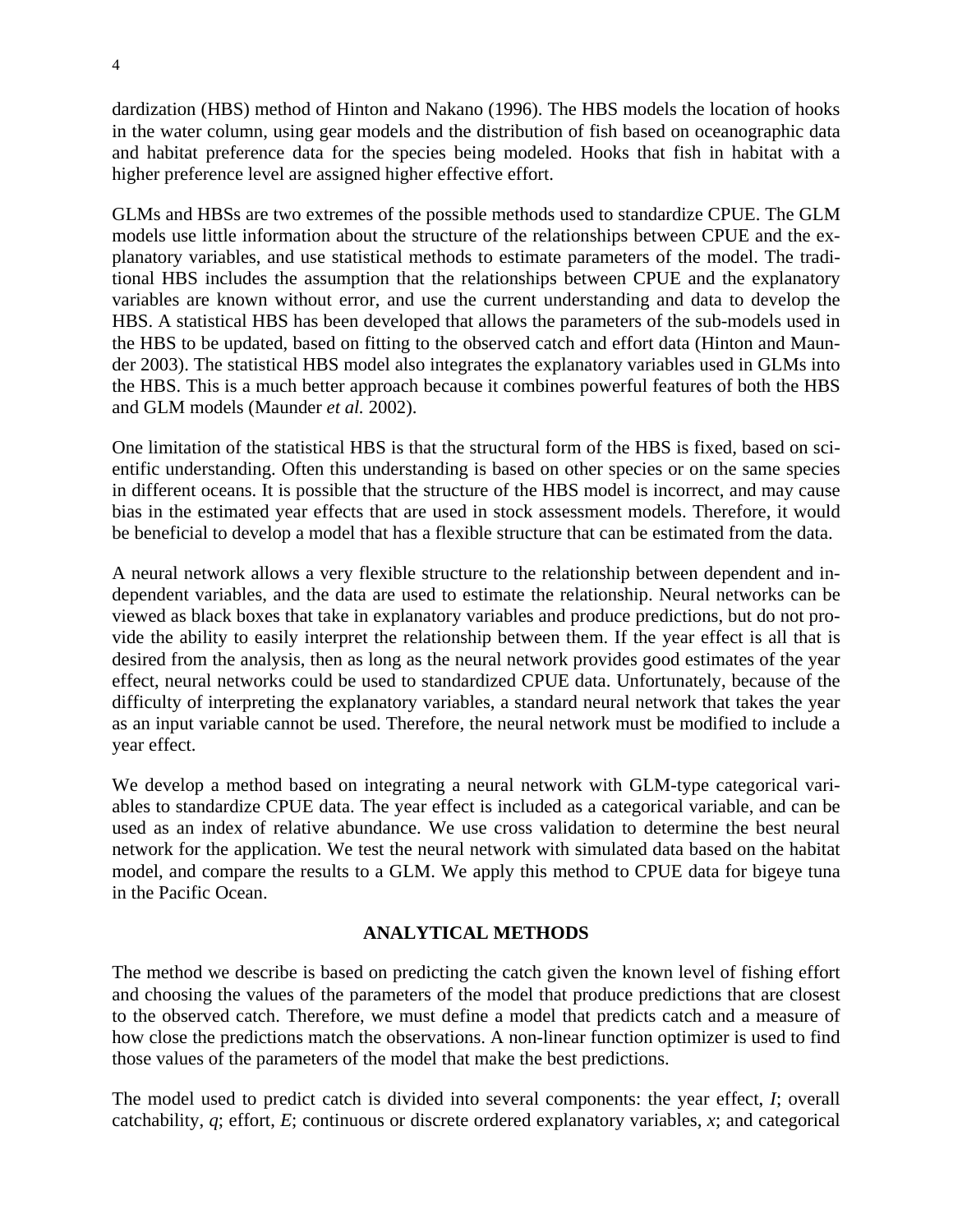dardization (HBS) method of Hinton and Nakano (1996). The HBS models the location of hooks in the water column, using gear models and the distribution of fish based on oceanographic data and habitat preference data for the species being modeled. Hooks that fish in habitat with a higher preference level are assigned higher effective effort.

GLMs and HBSs are two extremes of the possible methods used to standardize CPUE. The GLM models use little information about the structure of the relationships between CPUE and the explanatory variables, and use statistical methods to estimate parameters of the model. The traditional HBS includes the assumption that the relationships between CPUE and the explanatory variables are known without error, and use the current understanding and data to develop the HBS. A statistical HBS has been developed that allows the parameters of the sub-models used in the HBS to be updated, based on fitting to the observed catch and effort data (Hinton and Maunder 2003). The statistical HBS model also integrates the explanatory variables used in GLMs into the HBS. This is a much better approach because it combines powerful features of both the HBS and GLM models (Maunder *et al.* 2002).

One limitation of the statistical HBS is that the structural form of the HBS is fixed, based on scientific understanding. Often this understanding is based on other species or on the same species in different oceans. It is possible that the structure of the HBS model is incorrect, and may cause bias in the estimated year effects that are used in stock assessment models. Therefore, it would be beneficial to develop a model that has a flexible structure that can be estimated from the data.

A neural network allows a very flexible structure to the relationship between dependent and independent variables, and the data are used to estimate the relationship. Neural networks can be viewed as black boxes that take in explanatory variables and produce predictions, but do not provide the ability to easily interpret the relationship between them. If the year effect is all that is desired from the analysis, then as long as the neural network provides good estimates of the year effect, neural networks could be used to standardized CPUE data. Unfortunately, because of the difficulty of interpreting the explanatory variables, a standard neural network that takes the year as an input variable cannot be used. Therefore, the neural network must be modified to include a year effect.

We develop a method based on integrating a neural network with GLM-type categorical variables to standardize CPUE data. The year effect is included as a categorical variable, and can be used as an index of relative abundance. We use cross validation to determine the best neural network for the application. We test the neural network with simulated data based on the habitat model, and compare the results to a GLM. We apply this method to CPUE data for bigeye tuna in the Pacific Ocean.

## ANALYTICAL METHODS

The method we describe is based on predicting the catch given the known level of fishing effort and choosing the values of the parameters of the model that produce predictions that are closest to the observed catch. Therefore, we must define a model that predicts catch and a measure of how close the predictions match the observations. A non-linear function optimizer is used to find those values of the parameters of the model that make the best predictions.

The model used to predict catch is divided into several components: the year effect, $I$; overall catchability, $q$; effort, $E$; continuous or discrete ordered explanatory variables, $x$; and categorical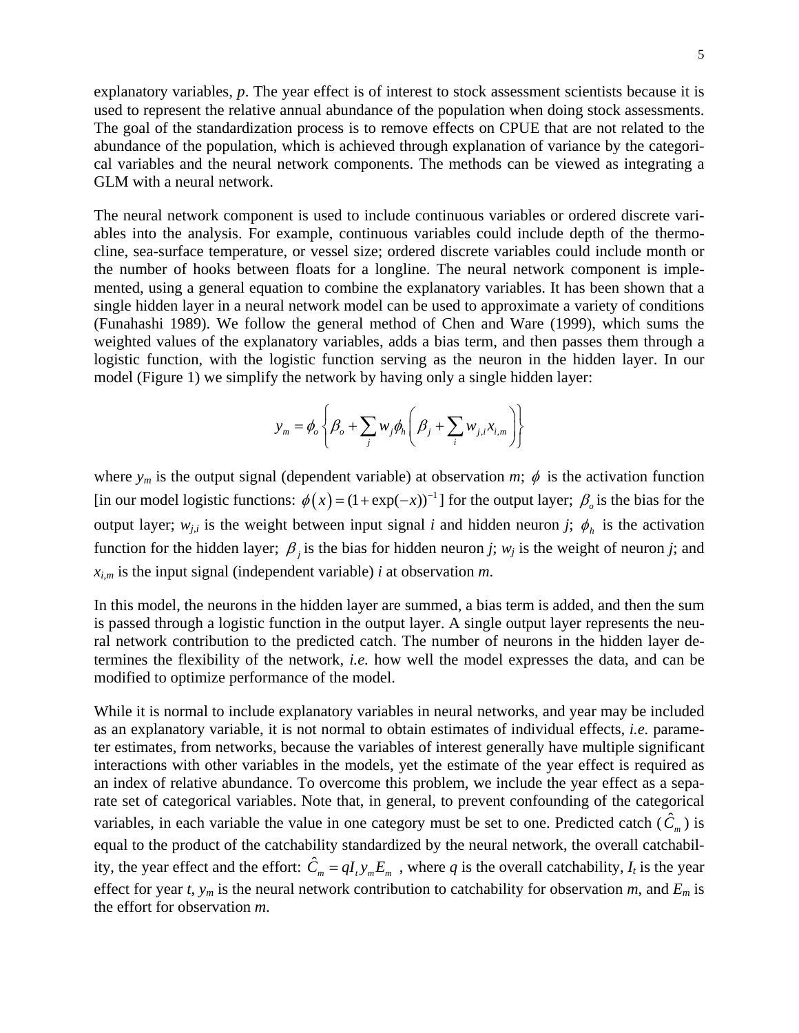explanatory variables, *p*. The year effect is of interest to stock assessment scientists because it is used to represent the relative annual abundance of the population when doing stock assessments. The goal of the standardization process is to remove effects on CPUE that are not related to the abundance of the population, which is achieved through explanation of variance by the categorical variables and the neural network components. The methods can be viewed as integrating a GLM with a neural network.

The neural network component is used to include continuous variables or ordered discrete variables into the analysis. For example, continuous variables could include depth of the thermocline, sea-surface temperature, or vessel size; ordered discrete variables could include month or the number of hooks between floats for a longline. The neural network component is implemented, using a general equation to combine the explanatory variables. It has been shown that a single hidden layer in a neural network model can be used to approximate a variety of conditions (Funahashi 1989). We follow the general method of Chen and Ware (1999), which sums the weighted values of the explanatory variables, adds a bias term, and then passes them through a logistic function, with the logistic function serving as the neuron in the hidden layer. In our model (Figure 1) we simplify the network by having only a single hidden layer:

$$y_m = \phi_o \left\{ \beta_o + \sum_j w_j \phi_h \left( \beta_j + \sum_i w_{j,i} x_{i,m} \right) \right\}$$

where $y_m$ is the output signal (dependent variable) at observation *m*; $\phi$ is the activation function [in our model logistic functions: $\phi(x) = (1+\exp(-x))^{-1}$] for the output layer; $\beta_o$ is the bias for the output layer; $w_{j,i}$ is the weight between input signal *i* and hidden neuron *j*; $\phi_h$ is the activation function for the hidden layer; $\beta_j$ is the bias for hidden neuron *j*; $w_j$ is the weight of neuron *j*; and $x_{i,m}$ is the input signal (independent variable) *i* at observation *m*.

In this model, the neurons in the hidden layer are summed, a bias term is added, and then the sum is passed through a logistic function in the output layer. A single output layer represents the neural network contribution to the predicted catch. The number of neurons in the hidden layer determines the flexibility of the network, *i.e.* how well the model expresses the data, and can be modified to optimize performance of the model.

While it is normal to include explanatory variables in neural networks, and year may be included as an explanatory variable, it is not normal to obtain estimates of individual effects, *i.e.* parameter estimates, from networks, because the variables of interest generally have multiple significant interactions with other variables in the models, yet the estimate of the year effect is required as an index of relative abundance. To overcome this problem, we include the year effect as a separate set of categorical variables. Note that, in general, to prevent confounding of the categorical variables, in each variable the value in one category must be set to one. Predicted catch ($\hat{C}_m$) is equal to the product of the catchability standardized by the neural network, the overall catchability, the year effect and the effort: $\hat{C}_m = qI_t y_m E_m$ , where *q* is the overall catchability, $I_t$ is the year effect for year *t*, $y_m$ is the neural network contribution to catchability for observation *m*, and $E_m$ is the effort for observation *m*.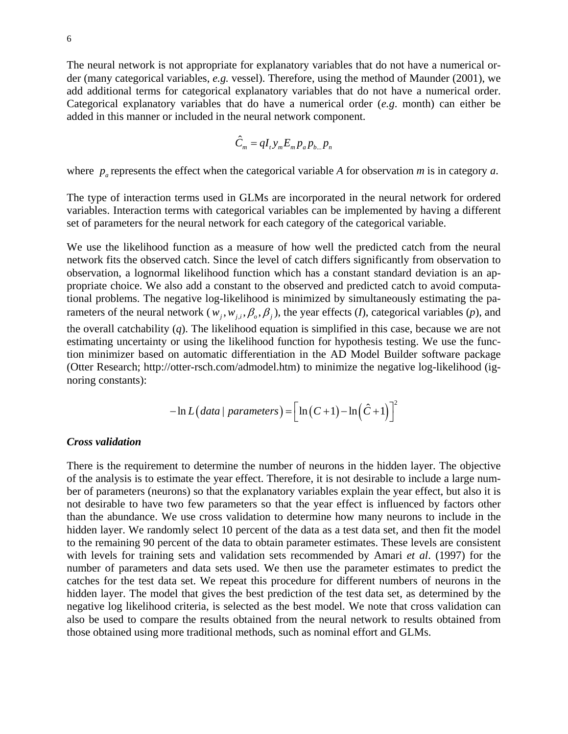The neural network is not appropriate for explanatory variables that do not have a numerical order (many categorical variables, *e.g.* vessel). Therefore, using the method of Maunder (2001), we add additional terms for categorical explanatory variables that do not have a numerical order. Categorical explanatory variables that do have a numerical order (*e.g*. month) can either be added in this manner or included in the neural network component.

$$\hat{C}_m = qI_t y_m E_m p_a p_{b...} p_n$$

where $p_a$ represents the effect when the categorical variable *A* for observation *m* is in category *a*.

The type of interaction terms used in GLMs are incorporated in the neural network for ordered variables. Interaction terms with categorical variables can be implemented by having a different set of parameters for the neural network for each category of the categorical variable.

We use the likelihood function as a measure of how well the predicted catch from the neural network fits the observed catch. Since the level of catch differs significantly from observation to observation, a lognormal likelihood function which has a constant standard deviation is an appropriate choice. We also add a constant to the observed and predicted catch to avoid computational problems. The negative log-likelihood is minimized by simultaneously estimating the parameters of the neural network ($w_j, w_{j,i}, \beta_o, \beta_j$), the year effects (*I*), categorical variables (*p*), and the overall catchability (*q*). The likelihood equation is simplified in this case, because we are not estimating uncertainty or using the likelihood function for hypothesis testing. We use the function minimizer based on automatic differentiation in the AD Model Builder software package (Otter Research; http://otter-rsch.com/admodel.htm) to minimize the negative log-likelihood (ignoring constants):

$$-\ln L\left(data \mid parameters\right) = \left[\ln\left(C+1\right) - \ln\left(\hat{C}+1\right)\right]^2$$

***Cross validation***

There is the requirement to determine the number of neurons in the hidden layer. The objective of the analysis is to estimate the year effect. Therefore, it is not desirable to include a large number of parameters (neurons) so that the explanatory variables explain the year effect, but also it is not desirable to have two few parameters so that the year effect is influenced by factors other than the abundance. We use cross validation to determine how many neurons to include in the hidden layer. We randomly select 10 percent of the data as a test data set, and then fit the model to the remaining 90 percent of the data to obtain parameter estimates. These levels are consistent with levels for training sets and validation sets recommended by Amari *et al*. (1997) for the number of parameters and data sets used. We then use the parameter estimates to predict the catches for the test data set. We repeat this procedure for different numbers of neurons in the hidden layer. The model that gives the best prediction of the test data set, as determined by the negative log likelihood criteria, is selected as the best model. We note that cross validation can also be used to compare the results obtained from the neural network to results obtained from those obtained using more traditional methods, such as nominal effort and GLMs.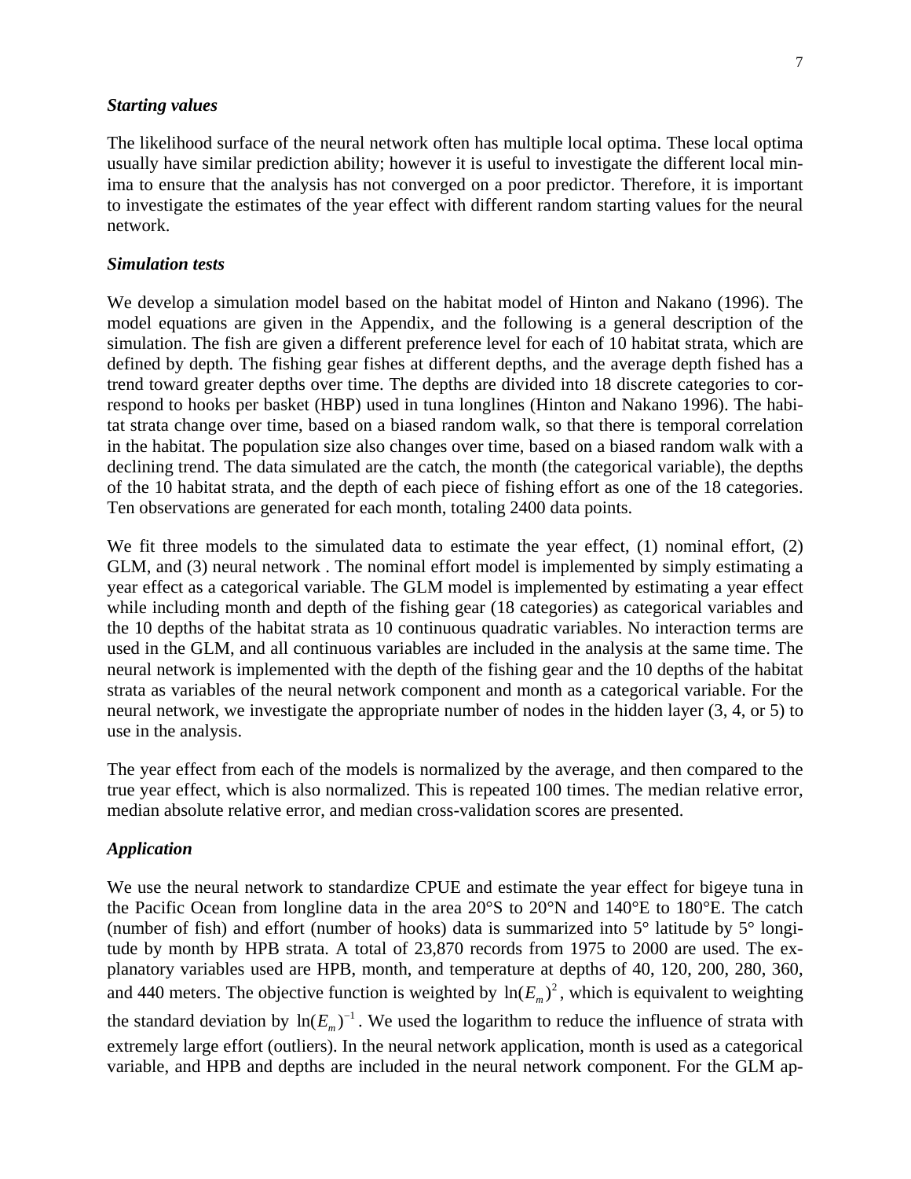### *Starting values*

The likelihood surface of the neural network often has multiple local optima. These local optima usually have similar prediction ability; however it is useful to investigate the different local minima to ensure that the analysis has not converged on a poor predictor. Therefore, it is important to investigate the estimates of the year effect with different random starting values for the neural network.

### *Simulation tests*

We develop a simulation model based on the habitat model of Hinton and Nakano (1996). The model equations are given in the Appendix, and the following is a general description of the simulation. The fish are given a different preference level for each of 10 habitat strata, which are defined by depth. The fishing gear fishes at different depths, and the average depth fished has a trend toward greater depths over time. The depths are divided into 18 discrete categories to correspond to hooks per basket (HBP) used in tuna longlines (Hinton and Nakano 1996). The habitat strata change over time, based on a biased random walk, so that there is temporal correlation in the habitat. The population size also changes over time, based on a biased random walk with a declining trend. The data simulated are the catch, the month (the categorical variable), the depths of the 10 habitat strata, and the depth of each piece of fishing effort as one of the 18 categories. Ten observations are generated for each month, totaling 2400 data points.

We fit three models to the simulated data to estimate the year effect, (1) nominal effort, (2) GLM, and (3) neural network . The nominal effort model is implemented by simply estimating a year effect as a categorical variable. The GLM model is implemented by estimating a year effect while including month and depth of the fishing gear (18 categories) as categorical variables and the 10 depths of the habitat strata as 10 continuous quadratic variables. No interaction terms are used in the GLM, and all continuous variables are included in the analysis at the same time. The neural network is implemented with the depth of the fishing gear and the 10 depths of the habitat strata as variables of the neural network component and month as a categorical variable. For the neural network, we investigate the appropriate number of nodes in the hidden layer (3, 4, or 5) to use in the analysis.

The year effect from each of the models is normalized by the average, and then compared to the true year effect, which is also normalized. This is repeated 100 times. The median relative error, median absolute relative error, and median cross-validation scores are presented.

### *Application*

We use the neural network to standardize CPUE and estimate the year effect for bigeye tuna in the Pacific Ocean from longline data in the area 20°S to 20°N and 140°E to 180°E. The catch (number of fish) and effort (number of hooks) data is summarized into 5° latitude by 5° longitude by month by HPB strata. A total of 23,870 records from 1975 to 2000 are used. The explanatory variables used are HPB, month, and temperature at depths of 40, 120, 200, 280, 360, and 440 meters. The objective function is weighted by $\ln(E_m)^2$, which is equivalent to weighting the standard deviation by $\ln(E_m)^{-1}$. We used the logarithm to reduce the influence of strata with extremely large effort (outliers). In the neural network application, month is used as a categorical variable, and HPB and depths are included in the neural network component. For the GLM ap-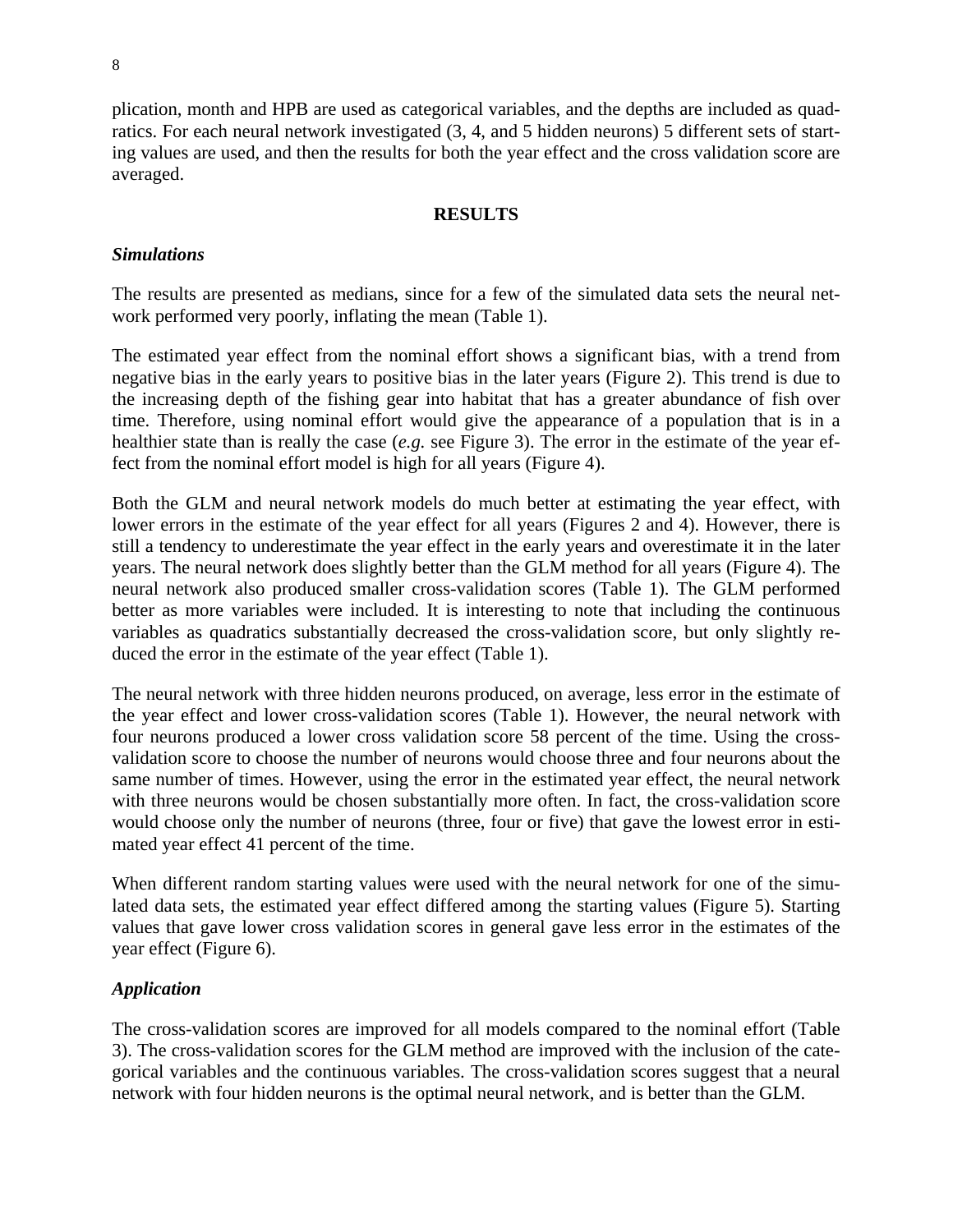plication, month and HPB are used as categorical variables, and the depths are included as quadratics. For each neural network investigated (3, 4, and 5 hidden neurons) 5 different sets of starting values are used, and then the results for both the year effect and the cross validation score are averaged.

## RESULTS

### *Simulations*

The results are presented as medians, since for a few of the simulated data sets the neural network performed very poorly, inflating the mean (Table 1).

The estimated year effect from the nominal effort shows a significant bias, with a trend from negative bias in the early years to positive bias in the later years (Figure 2). This trend is due to the increasing depth of the fishing gear into habitat that has a greater abundance of fish over time. Therefore, using nominal effort would give the appearance of a population that is in a healthier state than is really the case (*e.g.* see Figure 3). The error in the estimate of the year effect from the nominal effort model is high for all years (Figure 4).

Both the GLM and neural network models do much better at estimating the year effect, with lower errors in the estimate of the year effect for all years (Figures 2 and 4). However, there is still a tendency to underestimate the year effect in the early years and overestimate it in the later years. The neural network does slightly better than the GLM method for all years (Figure 4). The neural network also produced smaller cross-validation scores (Table 1). The GLM performed better as more variables were included. It is interesting to note that including the continuous variables as quadratics substantially decreased the cross-validation score, but only slightly reduced the error in the estimate of the year effect (Table 1).

The neural network with three hidden neurons produced, on average, less error in the estimate of the year effect and lower cross-validation scores (Table 1). However, the neural network with four neurons produced a lower cross validation score 58 percent of the time. Using the cross-validation score to choose the number of neurons would choose three and four neurons about the same number of times. However, using the error in the estimated year effect, the neural network with three neurons would be chosen substantially more often. In fact, the cross-validation score would choose only the number of neurons (three, four or five) that gave the lowest error in estimated year effect 41 percent of the time.

When different random starting values were used with the neural network for one of the simulated data sets, the estimated year effect differed among the starting values (Figure 5). Starting values that gave lower cross validation scores in general gave less error in the estimates of the year effect (Figure 6).

### *Application*

The cross-validation scores are improved for all models compared to the nominal effort (Table 3). The cross-validation scores for the GLM method are improved with the inclusion of the categorical variables and the continuous variables. The cross-validation scores suggest that a neural network with four hidden neurons is the optimal neural network, and is better than the GLM.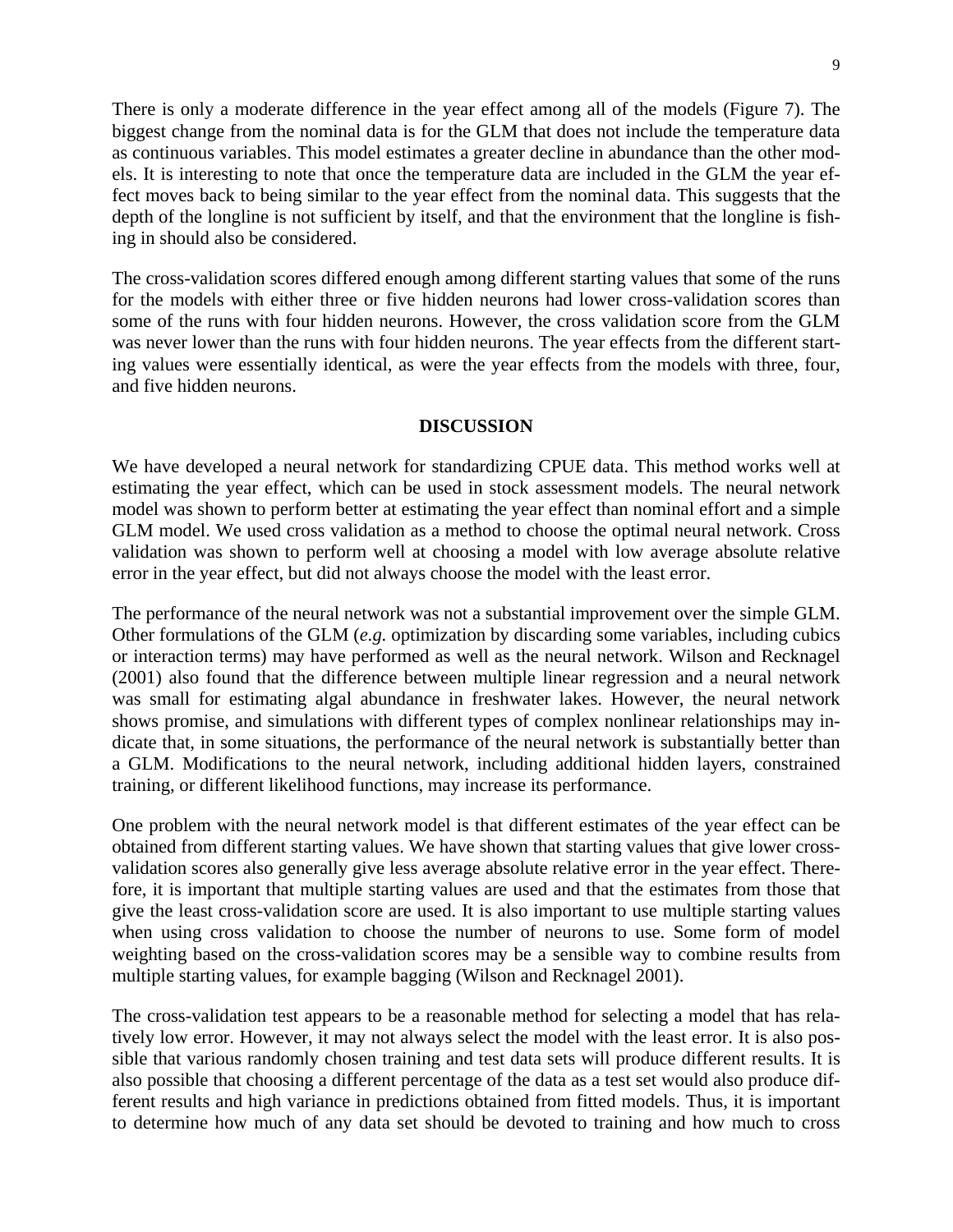There is only a moderate difference in the year effect among all of the models (Figure 7). The biggest change from the nominal data is for the GLM that does not include the temperature data as continuous variables. This model estimates a greater decline in abundance than the other models. It is interesting to note that once the temperature data are included in the GLM the year effect moves back to being similar to the year effect from the nominal data. This suggests that the depth of the longline is not sufficient by itself, and that the environment that the longline is fishing in should also be considered.

The cross-validation scores differed enough among different starting values that some of the runs for the models with either three or five hidden neurons had lower cross-validation scores than some of the runs with four hidden neurons. However, the cross validation score from the GLM was never lower than the runs with four hidden neurons. The year effects from the different starting values were essentially identical, as were the year effects from the models with three, four, and five hidden neurons.

## DISCUSSION

We have developed a neural network for standardizing CPUE data. This method works well at estimating the year effect, which can be used in stock assessment models. The neural network model was shown to perform better at estimating the year effect than nominal effort and a simple GLM model. We used cross validation as a method to choose the optimal neural network. Cross validation was shown to perform well at choosing a model with low average absolute relative error in the year effect, but did not always choose the model with the least error.

The performance of the neural network was not a substantial improvement over the simple GLM. Other formulations of the GLM (*e.g.* optimization by discarding some variables, including cubics or interaction terms) may have performed as well as the neural network. Wilson and Recknagel (2001) also found that the difference between multiple linear regression and a neural network was small for estimating algal abundance in freshwater lakes. However, the neural network shows promise, and simulations with different types of complex nonlinear relationships may indicate that, in some situations, the performance of the neural network is substantially better than a GLM. Modifications to the neural network, including additional hidden layers, constrained training, or different likelihood functions, may increase its performance.

One problem with the neural network model is that different estimates of the year effect can be obtained from different starting values. We have shown that starting values that give lower cross-validation scores also generally give less average absolute relative error in the year effect. Therefore, it is important that multiple starting values are used and that the estimates from those that give the least cross-validation score are used. It is also important to use multiple starting values when using cross validation to choose the number of neurons to use. Some form of model weighting based on the cross-validation scores may be a sensible way to combine results from multiple starting values, for example bagging (Wilson and Recknagel 2001).

The cross-validation test appears to be a reasonable method for selecting a model that has relatively low error. However, it may not always select the model with the least error. It is also possible that various randomly chosen training and test data sets will produce different results. It is also possible that choosing a different percentage of the data as a test set would also produce different results and high variance in predictions obtained from fitted models. Thus, it is important to determine how much of any data set should be devoted to training and how much to cross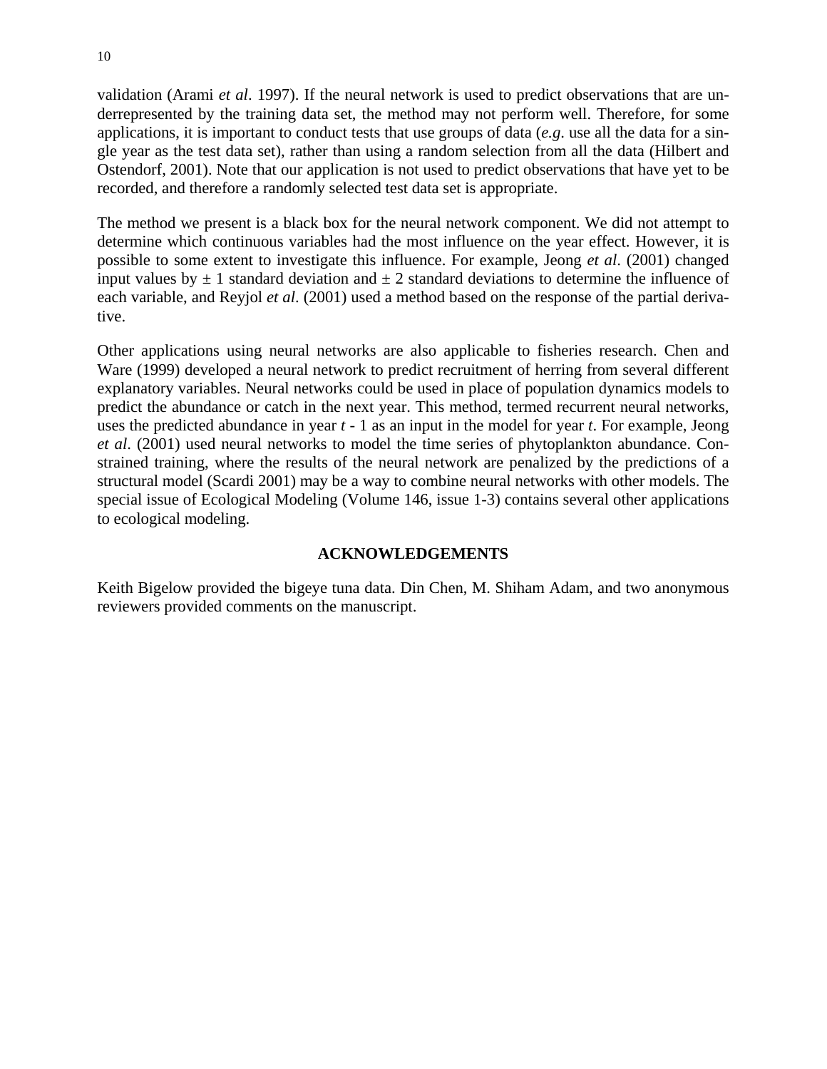validation (Arami *et al*. 1997). If the neural network is used to predict observations that are underrepresented by the training data set, the method may not perform well. Therefore, for some applications, it is important to conduct tests that use groups of data (*e.g*. use all the data for a single year as the test data set), rather than using a random selection from all the data (Hilbert and Ostendorf, 2001). Note that our application is not used to predict observations that have yet to be recorded, and therefore a randomly selected test data set is appropriate.

The method we present is a black box for the neural network component. We did not attempt to determine which continuous variables had the most influence on the year effect. However, it is possible to some extent to investigate this influence. For example, Jeong *et al*. (2001) changed input values by ± 1 standard deviation and ± 2 standard deviations to determine the influence of each variable, and Reyjol *et al*. (2001) used a method based on the response of the partial derivative.

Other applications using neural networks are also applicable to fisheries research. Chen and Ware (1999) developed a neural network to predict recruitment of herring from several different explanatory variables. Neural networks could be used in place of population dynamics models to predict the abundance or catch in the next year. This method, termed recurrent neural networks, uses the predicted abundance in year $t - 1$ as an input in the model for year $t$. For example, Jeong *et al*. (2001) used neural networks to model the time series of phytoplankton abundance. Constrained training, where the results of the neural network are penalized by the predictions of a structural model (Scardi 2001) may be a way to combine neural networks with other models. The special issue of Ecological Modeling (Volume 146, issue 1-3) contains several other applications to ecological modeling.

## ACKNOWLEDGEMENTS

Keith Bigelow provided the bigeye tuna data. Din Chen, M. Shiham Adam, and two anonymous reviewers provided comments on the manuscript.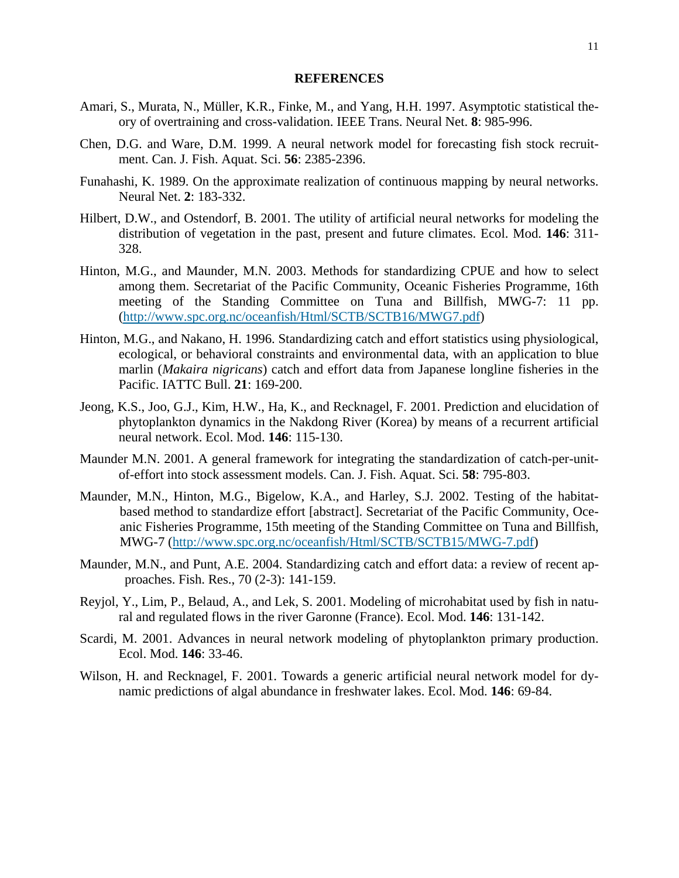## REFERENCES

Amari, S., Murata, N., Müller, K.R., Finke, M., and Yang, H.H. 1997. Asymptotic statistical theory of overtraining and cross-validation. IEEE Trans. Neural Net. **8**: 985-996.

Chen, D.G. and Ware, D.M. 1999. A neural network model for forecasting fish stock recruitment. Can. J. Fish. Aquat. Sci. **56**: 2385-2396.

Funahashi, K. 1989. On the approximate realization of continuous mapping by neural networks. Neural Net. **2**: 183-332.

Hilbert, D.W., and Ostendorf, B. 2001. The utility of artificial neural networks for modeling the distribution of vegetation in the past, present and future climates. Ecol. Mod. **146**: 311-328.

Hinton, M.G., and Maunder, M.N. 2003. Methods for standardizing CPUE and how to select among them. Secretariat of the Pacific Community, Oceanic Fisheries Programme, 16th meeting of the Standing Committee on Tuna and Billfish, MWG-7: 11 pp. (http://www.spc.org.nc/oceanfish/Html/SCTB/SCTB16/MWG7.pdf)

Hinton, M.G., and Nakano, H. 1996. Standardizing catch and effort statistics using physiological, ecological, or behavioral constraints and environmental data, with an application to blue marlin (*Makaira nigricans*) catch and effort data from Japanese longline fisheries in the Pacific. IATTC Bull. **21**: 169-200.

Jeong, K.S., Joo, G.J., Kim, H.W., Ha, K., and Recknagel, F. 2001. Prediction and elucidation of phytoplankton dynamics in the Nakdong River (Korea) by means of a recurrent artificial neural network. Ecol. Mod. **146**: 115-130.

Maunder M.N. 2001. A general framework for integrating the standardization of catch-per-unit-of-effort into stock assessment models. Can. J. Fish. Aquat. Sci. **58**: 795-803.

Maunder, M.N., Hinton, M.G., Bigelow, K.A., and Harley, S.J. 2002. Testing of the habitat-based method to standardize effort [abstract]. Secretariat of the Pacific Community, Oceanic Fisheries Programme, 15th meeting of the Standing Committee on Tuna and Billfish, MWG-7 (http://www.spc.org.nc/oceanfish/Html/SCTB/SCTB15/MWG-7.pdf)

Maunder, M.N., and Punt, A.E. 2004. Standardizing catch and effort data: a review of recent approaches. Fish. Res., 70 (2-3): 141-159.

Reyjol, Y., Lim, P., Belaud, A., and Lek, S. 2001. Modeling of microhabitat used by fish in natural and regulated flows in the river Garonne (France). Ecol. Mod. **146**: 131-142.

Scardi, M. 2001. Advances in neural network modeling of phytoplankton primary production. Ecol. Mod. **146**: 33-46.

Wilson, H. and Recknagel, F. 2001. Towards a generic artificial neural network model for dynamic predictions of algal abundance in freshwater lakes. Ecol. Mod. **146**: 69-84.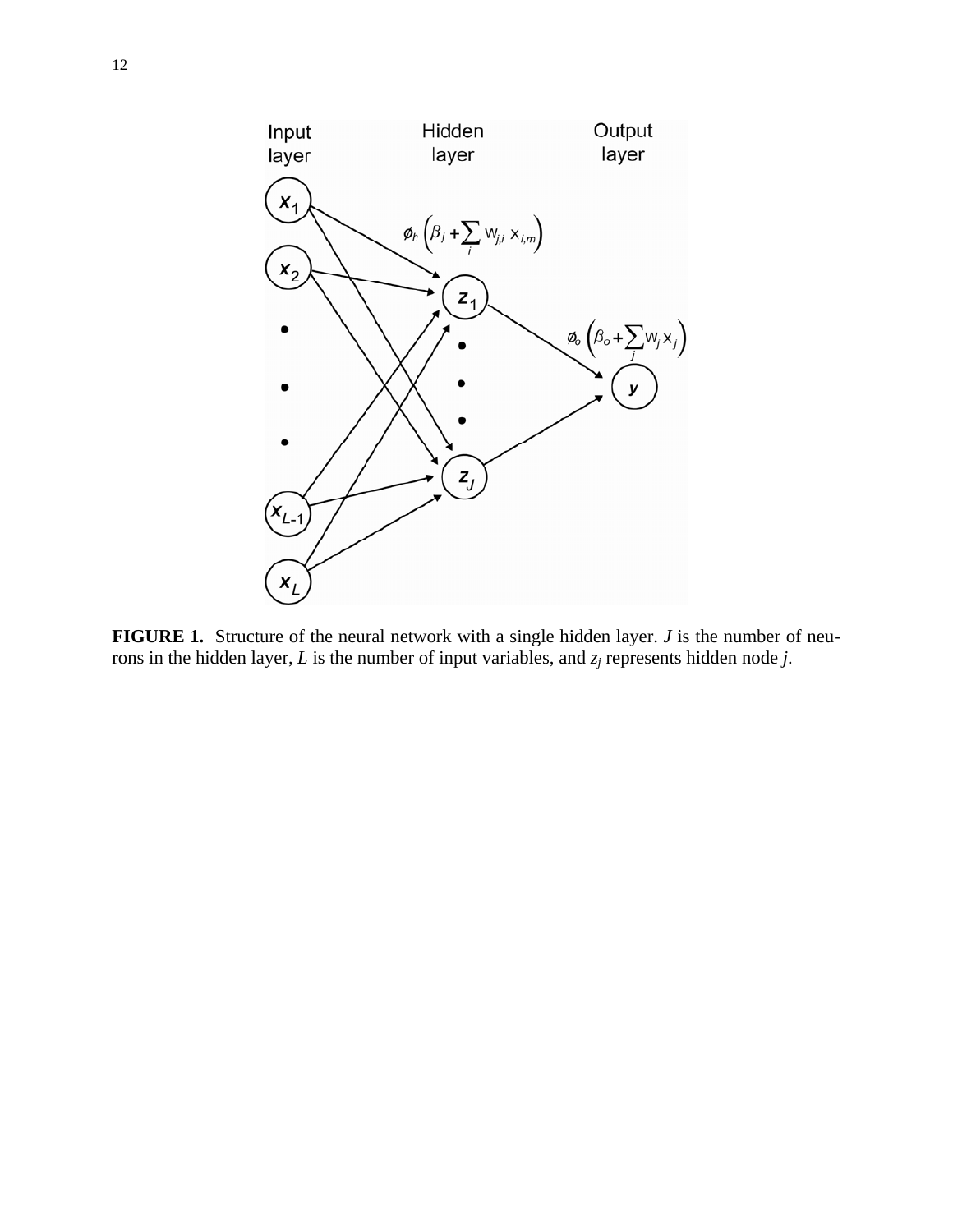**FIGURE 1.** Structure of the neural network with a single hidden layer. $J$ is the number of neurons in the hidden layer, $L$ is the number of input variables, and $z_j$ represents hidden node $j$.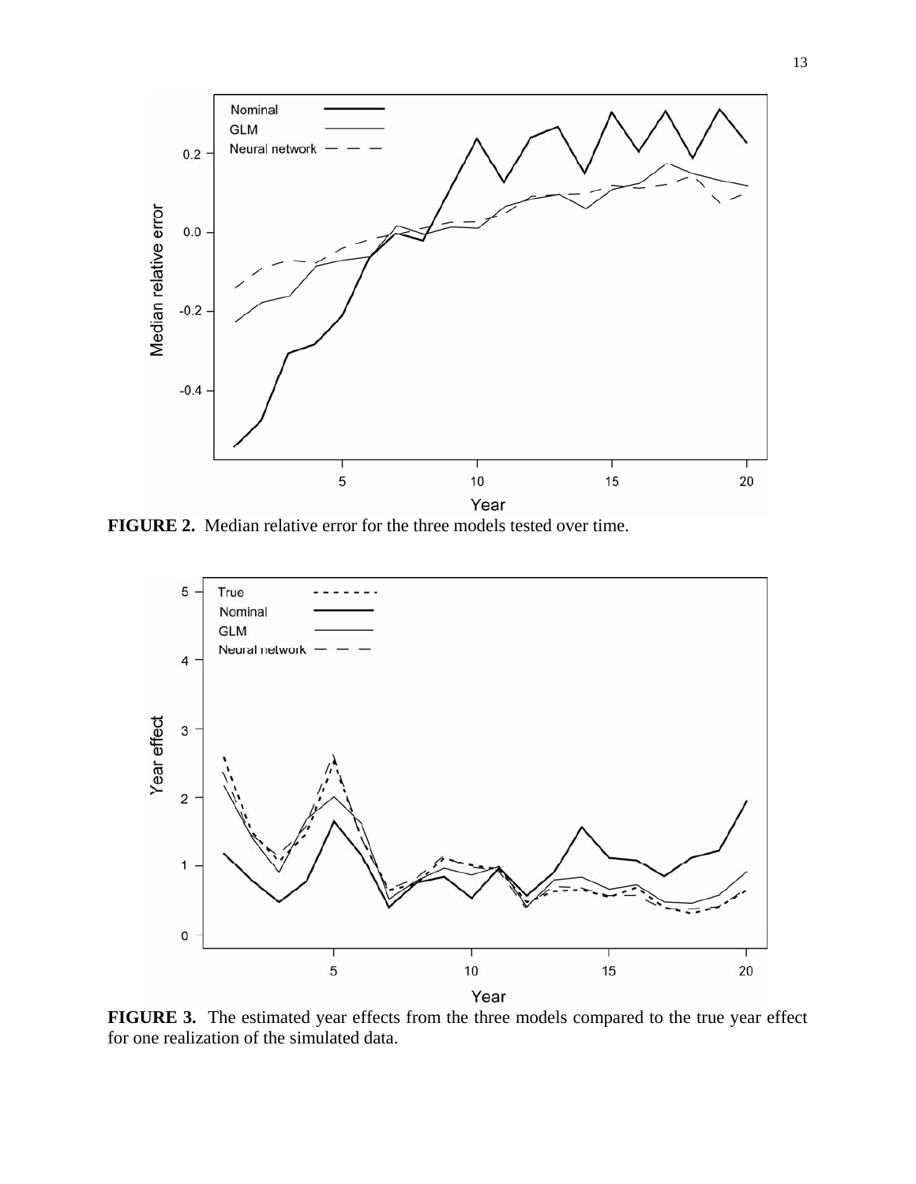**FIGURE 2.** Median relative error for the three models tested over time.

**FIGURE 3.** The estimated year effects from the three models compared to the true year effect for one realization of the simulated data.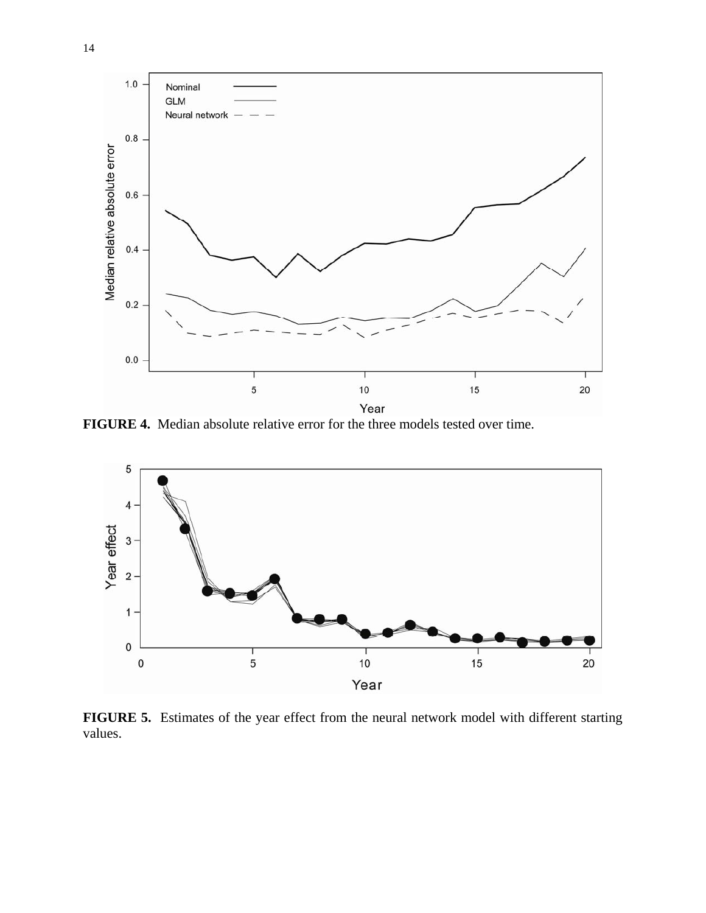**FIGURE 4.** Median absolute relative error for the three models tested over time.

**FIGURE 5.** Estimates of the year effect from the neural network model with different starting values.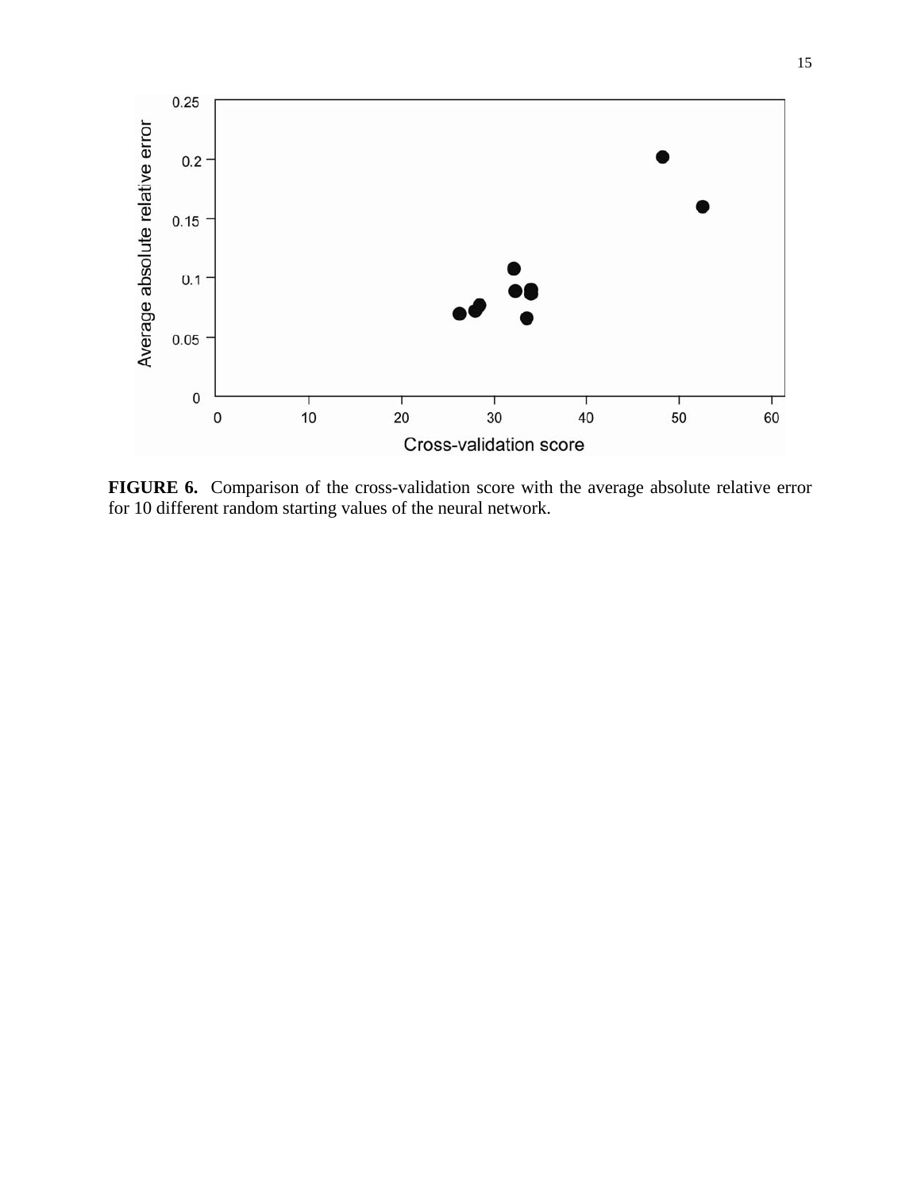**FIGURE 6.** Comparison of the cross-validation score with the average absolute relative error for 10 different random starting values of the neural network.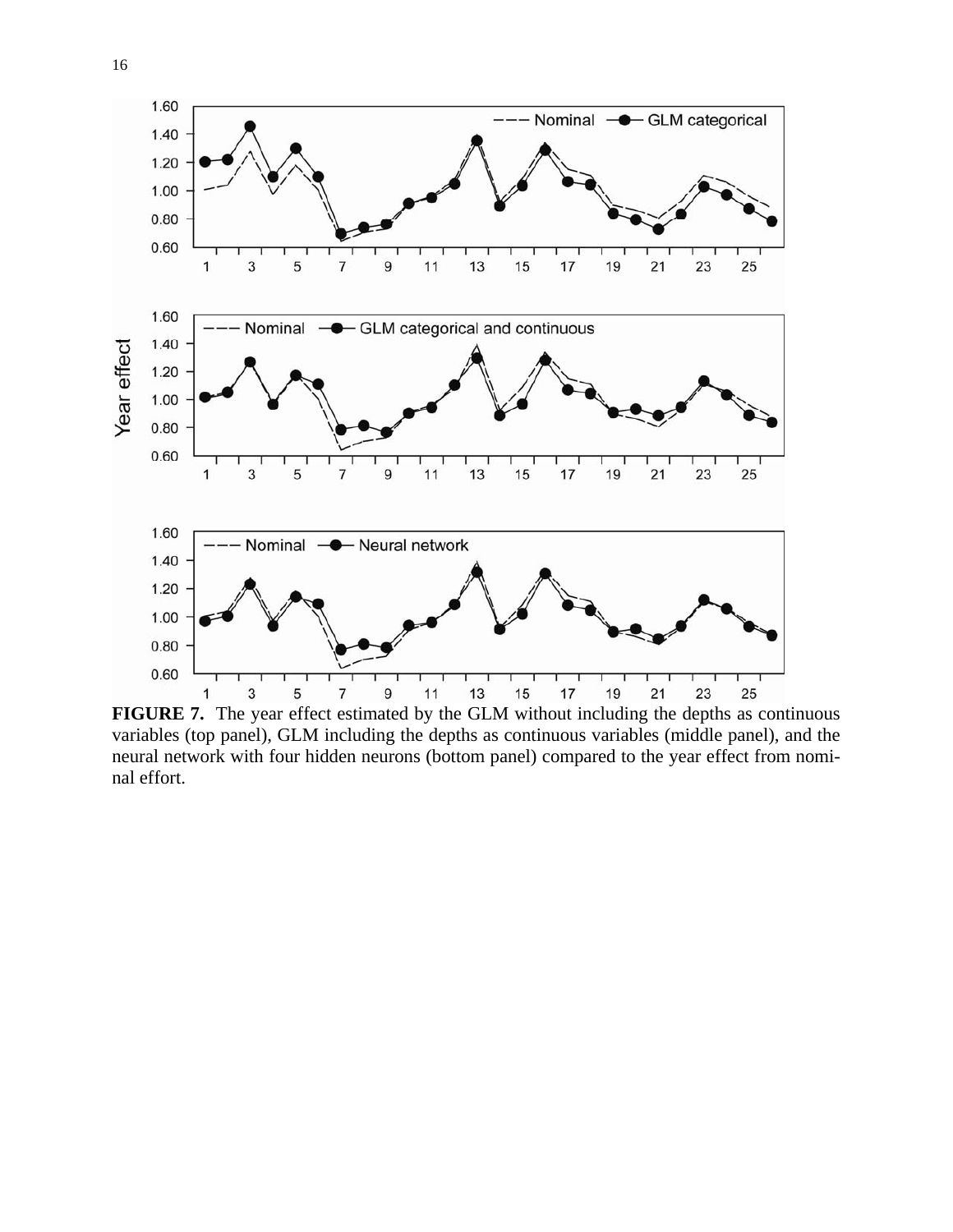**FIGURE 7.** The year effect estimated by the GLM without including the depths as continuous variables (top panel), GLM including the depths as continuous variables (middle panel), and the neural network with four hidden neurons (bottom panel) compared to the year effect from nominal effort.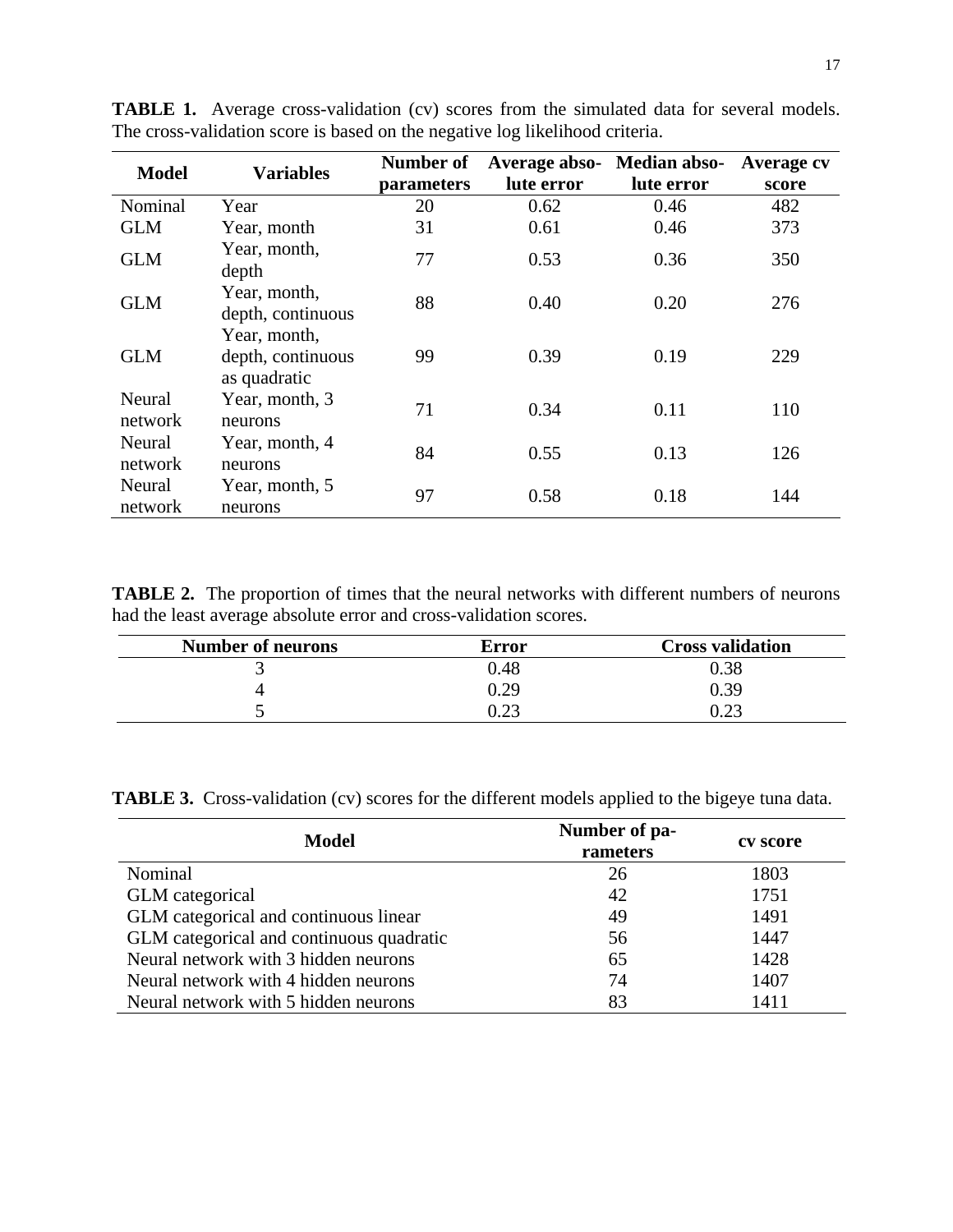**TABLE 1.** Average cross-validation (cv) scores from the simulated data for several models. The cross-validation score is based on the negative log likelihood criteria.

| Model | Variables | Number of parameters | Average absolute error | Median absolute error | Average cv score |
|---|---|---|---|---|---|
| Nominal | Year | 20 | 0.62 | 0.46 | 482 |
| GLM | Year, month | 31 | 0.61 | 0.46 | 373 |
| GLM | Year, month, depth | 77 | 0.53 | 0.36 | 350 |
| GLM | Year, month, depth, continuous | 88 | 0.40 | 0.20 | 276 |
| GLM | Year, month, depth, continuous as quadratic | 99 | 0.39 | 0.19 | 229 |
| Neural network | Year, month, 3 neurons | 71 | 0.34 | 0.11 | 110 |
| Neural network | Year, month, 4 neurons | 84 | 0.55 | 0.13 | 126 |
| Neural network | Year, month, 5 neurons | 97 | 0.58 | 0.18 | 144 |

**TABLE 2.** The proportion of times that the neural networks with different numbers of neurons had the least average absolute error and cross-validation scores.

| Number of neurons | Error | Cross validation |
|---|---|---|
| 3 | 0.48 | 0.38 |
| 4 | 0.29 | 0.39 |
| 5 | 0.23 | 0.23 |

**TABLE 3.** Cross-validation (cv) scores for the different models applied to the bigeye tuna data.

| Model | Number of parameters | cv score |
|---|---|---|
| Nominal | 26 | 1803 |
| GLM categorical | 42 | 1751 |
| GLM categorical and continuous linear | 49 | 1491 |
| GLM categorical and continuous quadratic | 56 | 1447 |
| Neural network with 3 hidden neurons | 65 | 1428 |
| Neural network with 4 hidden neurons | 74 | 1407 |
| Neural network with 5 hidden neurons | 83 | 1411 |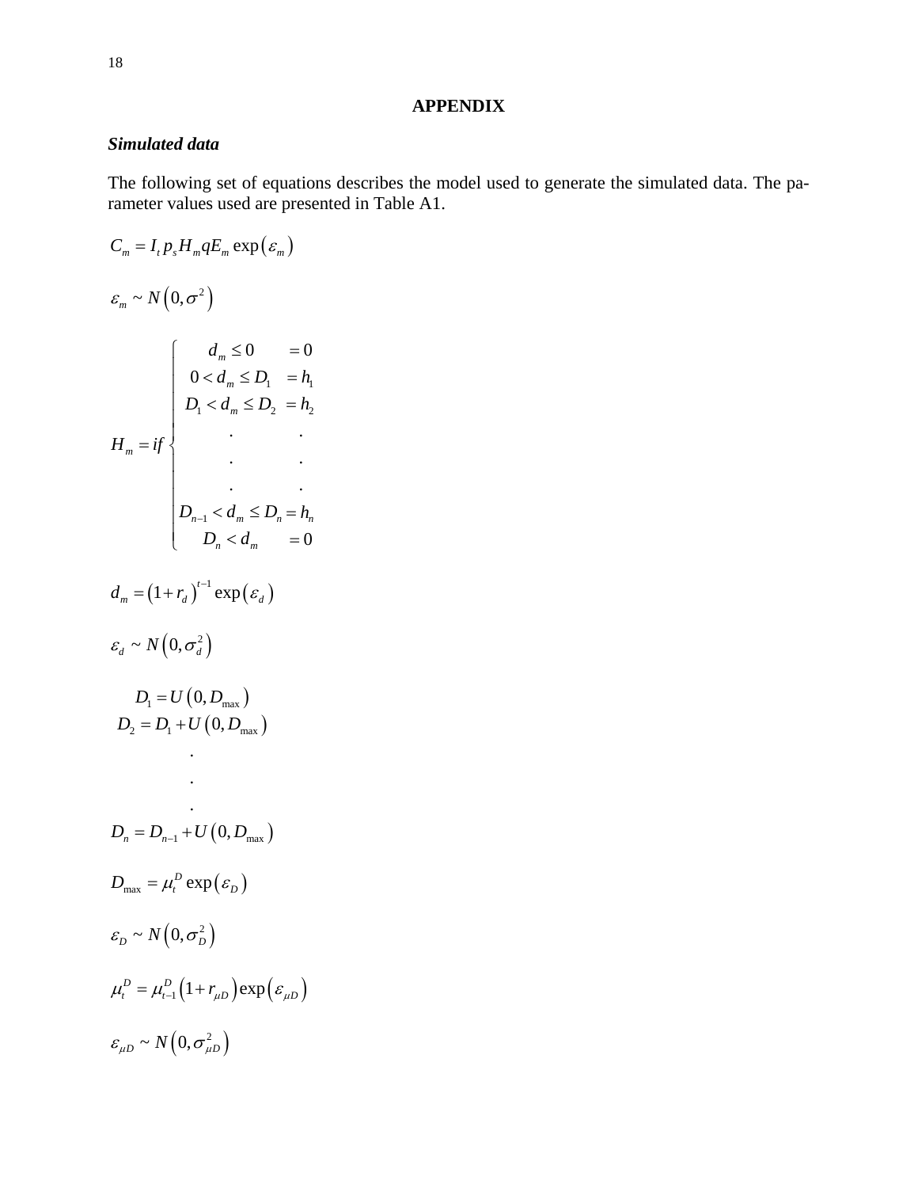## APPENDIX

### *Simulated data*

The following set of equations describes the model used to generate the simulated data. The parameter values used are presented in Table A1.

$$C_m = I_t p_s H_m q E_m \exp\left(\varepsilon_m\right)$$

$$\varepsilon_m \sim N\left(0, \sigma^2\right)$$

$$H_m = if \begin{cases} d_m \leq 0 & = 0 \\ 0 < d_m \leq D_1 & = h_1 \\ D_1 < d_m \leq D_2 & = h_2 \\ . & . \\ . & . \\ . & . \\ D_{n-1} < d_m \leq D_n & = h_n \\ D_n < d_m & = 0 \end{cases}$$

$$d_m = \left(1 + r_d\right)^{t-1} \exp\left(\varepsilon_d\right)$$

$$\varepsilon_d \sim N\left(0, \sigma_d^2\right)$$

$$\begin{aligned} D_1 &= U\left(0, D_{\max}\right) \\ D_2 &= D_1 + U\left(0, D_{\max}\right) \\ &. \\ &. \\ &. \\ D_n &= D_{n-1} + U\left(0, D_{\max}\right) \end{aligned}$$

$$D_{\max} = \mu_t^D \exp\left(\varepsilon_D\right)$$

$$\varepsilon_D \sim N\left(0, \sigma_D^2\right)$$

$$\mu_t^D = \mu_{t-1}^D \left(1 + r_{\mu D}\right) \exp\left(\varepsilon_{\mu D}\right)$$

$$\varepsilon_{\mu D} \sim N\left(0, \sigma_{\mu D}^2\right)$$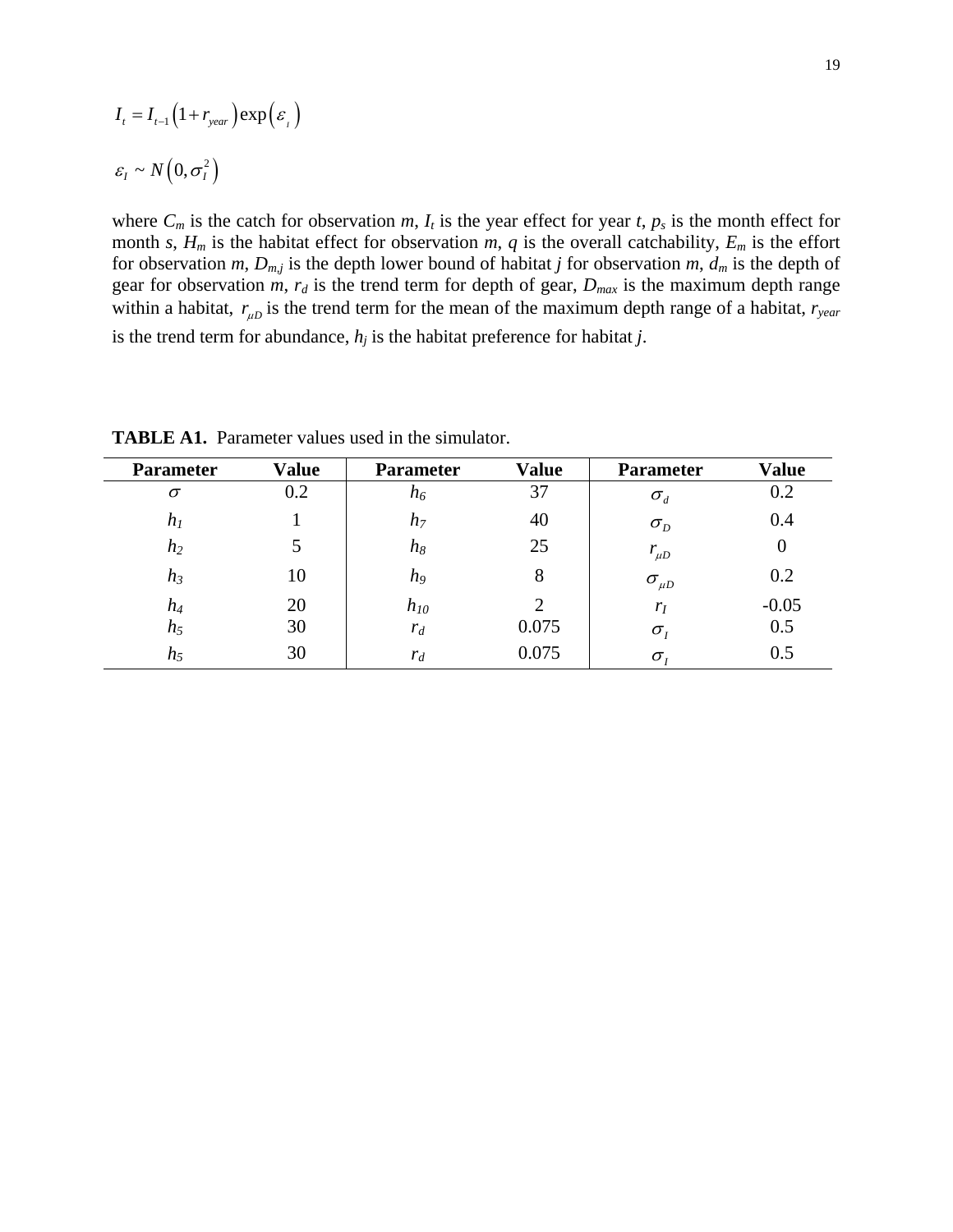$$I_t = I_{t-1}\left(1 + r_{year}\right)\exp\left(\varepsilon_{I}\right)$$

$$\varepsilon_I \sim N\left(0, \sigma_I^2\right)$$

where $C_m$ is the catch for observation $m$, $I_t$ is the year effect for year $t$, $p_s$ is the month effect for month $s$, $H_m$ is the habitat effect for observation $m$, $q$ is the overall catchability, $E_m$ is the effort for observation $m$, $D_{m,j}$ is the depth lower bound of habitat $j$ for observation $m$, $d_m$ is the depth of gear for observation $m$, $r_d$ is the trend term for depth of gear, $D_{max}$ is the maximum depth range within a habitat, $r_{\mu D}$ is the trend term for the mean of the maximum depth range of a habitat, $r_{year}$ is the trend term for abundance, $h_j$ is the habitat preference for habitat $j$.

**TABLE A1.** Parameter values used in the simulator.

| Parameter | Value | Parameter | Value | Parameter | Value |
|---|---|---|---|---|---|
| $\sigma$ | 0.2 | $h_6$ | 37 | $\sigma_d$ | 0.2 |
| $h_1$ | 1 | $h_7$ | 40 | $\sigma_D$ | 0.4 |
| $h_2$ | 5 | $h_8$ | 25 | $r_{\mu D}$ | 0 |
| $h_3$ | 10 | $h_9$ | 8 | $\sigma_{\mu D}$ | 0.2 |
| $h_4$ | 20 | $h_{10}$ | 2 | $r_I$ | -0.05 |
| $h_5$ | 30 | $r_d$ | 0.075 | $\sigma_I$ | 0.5 |
| $h_5$ | 30 | $r_d$ | 0.075 | $\sigma_I$ | 0.5 |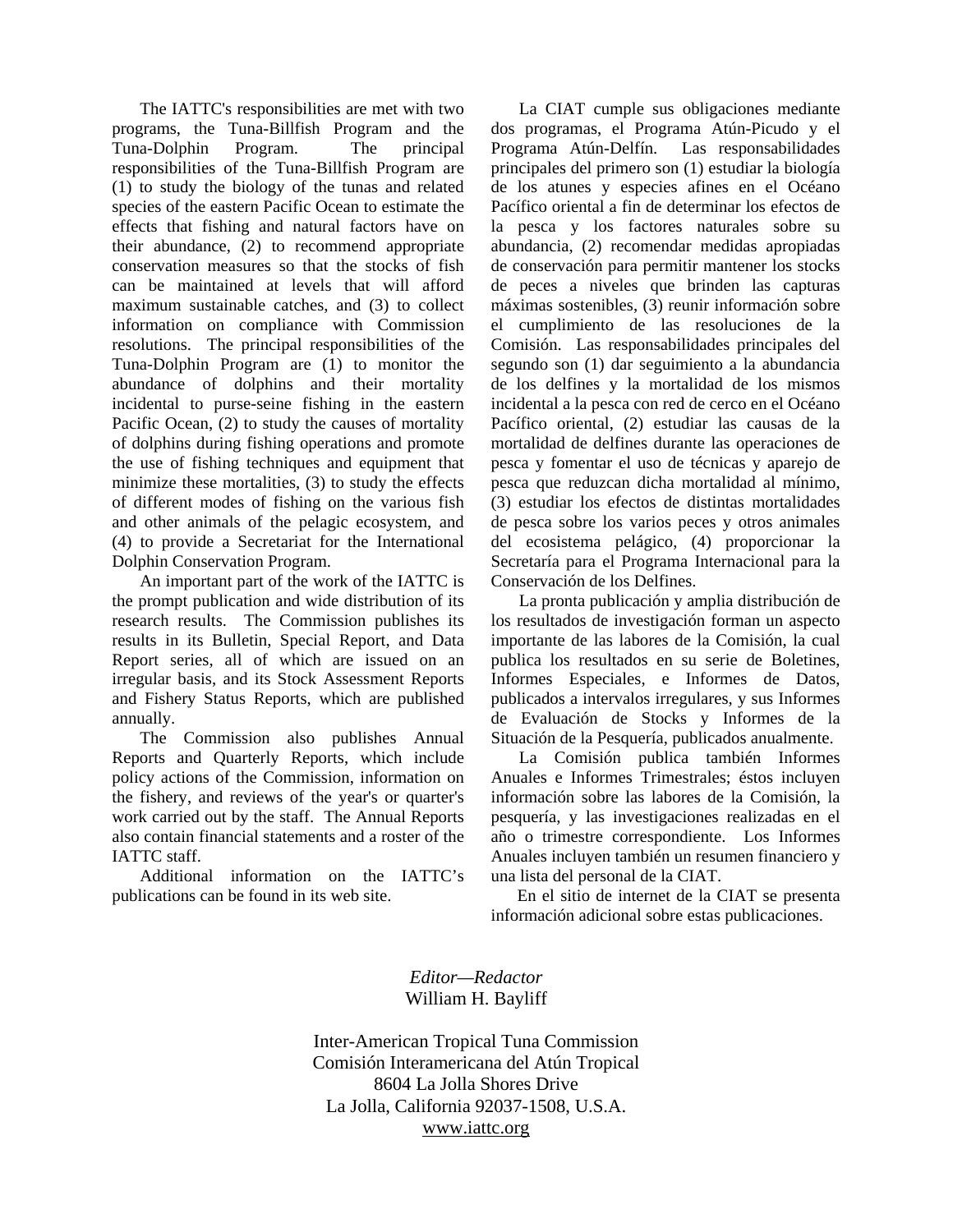The IATTC's responsibilities are met with two programs, the Tuna-Billfish Program and the Tuna-Dolphin Program. The principal responsibilities of the Tuna-Billfish Program are (1) to study the biology of the tunas and related species of the eastern Pacific Ocean to estimate the effects that fishing and natural factors have on their abundance, (2) to recommend appropriate conservation measures so that the stocks of fish can be maintained at levels that will afford maximum sustainable catches, and (3) to collect information on compliance with Commission resolutions. The principal responsibilities of the Tuna-Dolphin Program are (1) to monitor the abundance of dolphins and their mortality incidental to purse-seine fishing in the eastern Pacific Ocean, (2) to study the causes of mortality of dolphins during fishing operations and promote the use of fishing techniques and equipment that minimize these mortalities, (3) to study the effects of different modes of fishing on the various fish and other animals of the pelagic ecosystem, and (4) to provide a Secretariat for the International Dolphin Conservation Program.

An important part of the work of the IATTC is the prompt publication and wide distribution of its research results. The Commission publishes its results in its Bulletin, Special Report, and Data Report series, all of which are issued on an irregular basis, and its Stock Assessment Reports and Fishery Status Reports, which are published annually.

The Commission also publishes Annual Reports and Quarterly Reports, which include policy actions of the Commission, information on the fishery, and reviews of the year's or quarter's work carried out by the staff. The Annual Reports also contain financial statements and a roster of the IATTC staff.

Additional information on the IATTC's publications can be found in its web site.

La CIAT cumple sus obligaciones mediante dos programas, el Programa Atún-Picudo y el Programa Atún-Delfín. Las responsabilidades principales del primero son (1) estudiar la biología de los atunes y especies afines en el Océano Pacífico oriental a fin de determinar los efectos de la pesca y los factores naturales sobre su abundancia, (2) recomendar medidas apropiadas de conservación para permitir mantener los stocks de peces a niveles que brinden las capturas máximas sostenibles, (3) reunir información sobre el cumplimiento de las resoluciones de la Comisión. Las responsabilidades principales del segundo son (1) dar seguimiento a la abundancia de los delfines y la mortalidad de los mismos incidental a la pesca con red de cerco en el Océano Pacífico oriental, (2) estudiar las causas de la mortalidad de delfines durante las operaciones de pesca y fomentar el uso de técnicas y aparejo de pesca que reduzcan dicha mortalidad al mínimo, (3) estudiar los efectos de distintas mortalidades de pesca sobre los varios peces y otros animales del ecosistema pelágico, (4) proporcionar la Secretaría para el Programa Internacional para la Conservación de los Delfines.

La pronta publicación y amplia distribución de los resultados de investigación forman un aspecto importante de las labores de la Comisión, la cual publica los resultados en su serie de Boletines, Informes Especiales, e Informes de Datos, publicados a intervalos irregulares, y sus Informes de Evaluación de Stocks y Informes de la Situación de la Pesquería, publicados anualmente.

La Comisión publica también Informes Anuales e Informes Trimestrales; éstos incluyen información sobre las labores de la Comisión, la pesquería, y las investigaciones realizadas en el año o trimestre correspondiente. Los Informes Anuales incluyen también un resumen financiero y una lista del personal de la CIAT.

En el sitio de internet de la CIAT se presenta información adicional sobre estas publicaciones.

*Editor—Redactor*
William H. Bayliff

Inter-American Tropical Tuna Commission
Comisión Interamericana del Atún Tropical
8604 La Jolla Shores Drive
La Jolla, California 92037-1508, U.S.A.
www.iattc.org